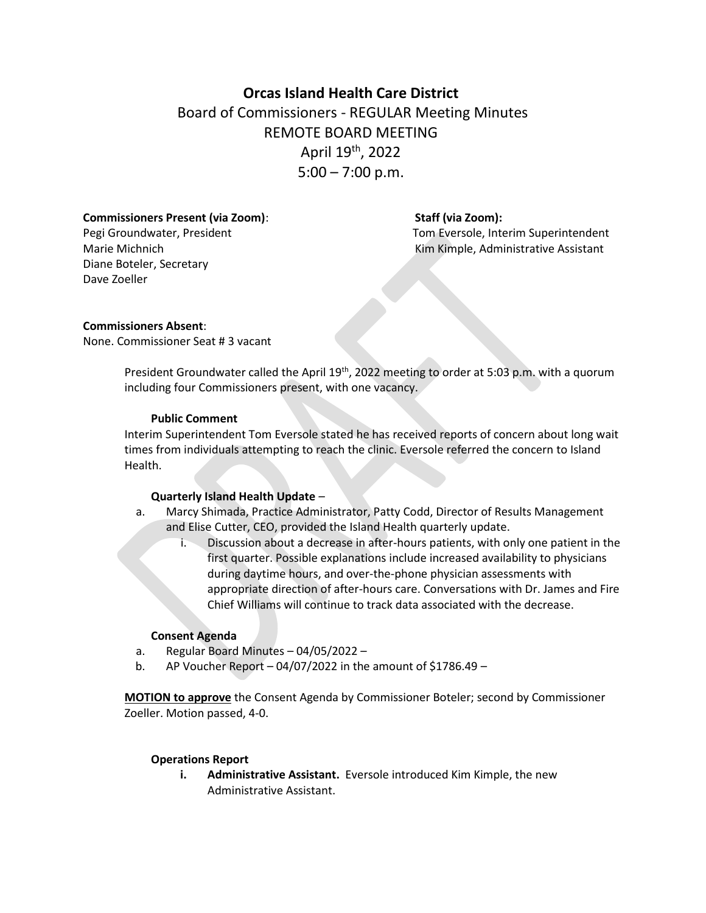# Orcas Island Health Care District

Board of Commissioners - REGULAR Meeting Minutes
REMOTE BOARD MEETING
April 19th, 2022
5:00 – 7:00 p.m.

**Commissioners Present (via Zoom)**:
Pegi Groundwater, President
Marie Michnich
Diane Boteler, Secretary
Dave Zoeller

**Staff (via Zoom):**
Tom Eversole, Interim Superintendent
Kim Kimple, Administrative Assistant

**Commissioners Absent**:
None. Commissioner Seat # 3 vacant

President Groundwater called the April 19th, 2022 meeting to order at 5:03 p.m. with a quorum including four Commissioners present, with one vacancy.

**Public Comment**

Interim Superintendent Tom Eversole stated he has received reports of concern about long wait times from individuals attempting to reach the clinic. Eversole referred the concern to Island Health.

**Quarterly Island Health Update** –

a. Marcy Shimada, Practice Administrator, Patty Codd, Director of Results Management and Elise Cutter, CEO, provided the Island Health quarterly update.
   i. Discussion about a decrease in after-hours patients, with only one patient in the first quarter. Possible explanations include increased availability to physicians during daytime hours, and over-the-phone physician assessments with appropriate direction of after-hours care. Conversations with Dr. James and Fire Chief Williams will continue to track data associated with the decrease.

**Consent Agenda**

a. Regular Board Minutes – 04/05/2022 –
b. AP Voucher Report – 04/07/2022 in the amount of $1786.49 –

**<u>MOTION to approve</u>** the Consent Agenda by Commissioner Boteler; second by Commissioner Zoeller. Motion passed, 4-0.

**Operations Report**

**i. Administrative Assistant.** Eversole introduced Kim Kimple, the new Administrative Assistant.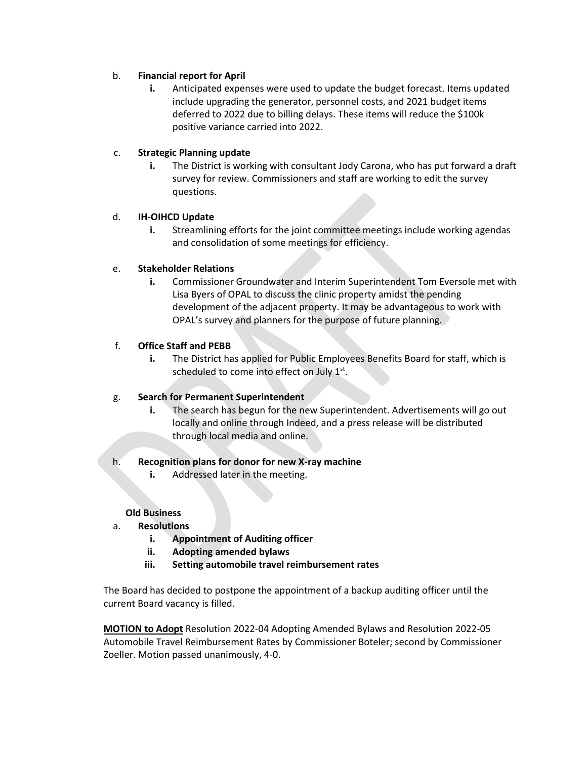b. **Financial report for April**

   i. Anticipated expenses were used to update the budget forecast. Items updated include upgrading the generator, personnel costs, and 2021 budget items deferred to 2022 due to billing delays. These items will reduce the $100k positive variance carried into 2022.

c. **Strategic Planning update**

   i. The District is working with consultant Jody Carona, who has put forward a draft survey for review. Commissioners and staff are working to edit the survey questions.

d. **IH-OIHCD Update**

   i. Streamlining efforts for the joint committee meetings include working agendas and consolidation of some meetings for efficiency.

e. **Stakeholder Relations**

   i. Commissioner Groundwater and Interim Superintendent Tom Eversole met with Lisa Byers of OPAL to discuss the clinic property amidst the pending development of the adjacent property. It may be advantageous to work with OPAL's survey and planners for the purpose of future planning.

f. **Office Staff and PEBB**

   i. The District has applied for Public Employees Benefits Board for staff, which is scheduled to come into effect on July 1st.

g. **Search for Permanent Superintendent**

   i. The search has begun for the new Superintendent. Advertisements will go out locally and online through Indeed, and a press release will be distributed through local media and online.

h. **Recognition plans for donor for new X-ray machine**

   i. Addressed later in the meeting.

**Old Business**

a. **Resolutions**

   i. **Appointment of Auditing officer**
   ii. **Adopting amended bylaws**
   iii. **Setting automobile travel reimbursement rates**

The Board has decided to postpone the appointment of a backup auditing officer until the current Board vacancy is filled.

**MOTION to Adopt** Resolution 2022-04 Adopting Amended Bylaws and Resolution 2022-05 Automobile Travel Reimbursement Rates by Commissioner Boteler; second by Commissioner Zoeller. Motion passed unanimously, 4-0.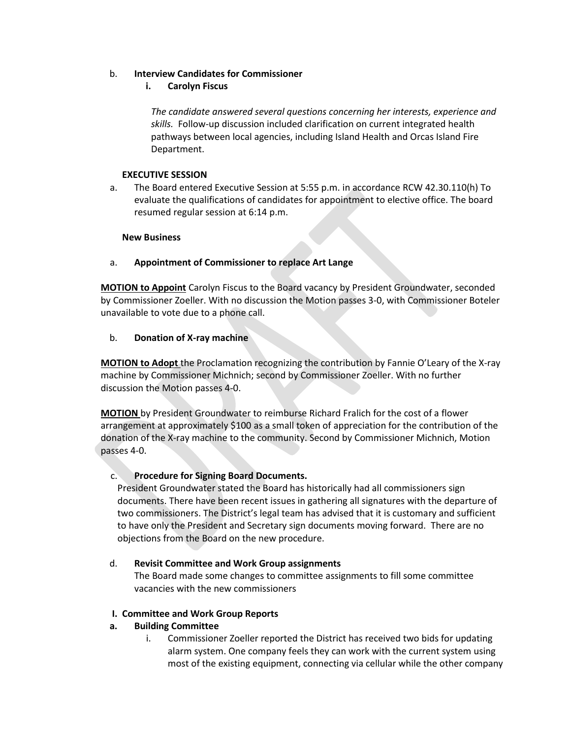b. **Interview Candidates for Commissioner**

i. **Carolyn Fiscus**

*The candidate answered several questions concerning her interests, experience and skills.* Follow-up discussion included clarification on current integrated health pathways between local agencies, including Island Health and Orcas Island Fire Department.

**EXECUTIVE SESSION**

a. The Board entered Executive Session at 5:55 p.m. in accordance RCW 42.30.110(h) To evaluate the qualifications of candidates for appointment to elective office. The board resumed regular session at 6:14 p.m.

**New Business**

a. **Appointment of Commissioner to replace Art Lange**

**MOTION to Appoint** Carolyn Fiscus to the Board vacancy by President Groundwater, seconded by Commissioner Zoeller. With no discussion the Motion passes 3-0, with Commissioner Boteler unavailable to vote due to a phone call.

b. **Donation of X-ray machine**

**MOTION to Adopt** the Proclamation recognizing the contribution by Fannie O'Leary of the X-ray machine by Commissioner Michnich; second by Commissioner Zoeller. With no further discussion the Motion passes 4-0.

**MOTION** by President Groundwater to reimburse Richard Fralich for the cost of a flower arrangement at approximately $100 as a small token of appreciation for the contribution of the donation of the X-ray machine to the community. Second by Commissioner Michnich, Motion passes 4-0.

c. **Procedure for Signing Board Documents.**
President Groundwater stated the Board has historically had all commissioners sign documents. There have been recent issues in gathering all signatures with the departure of two commissioners. The District's legal team has advised that it is customary and sufficient to have only the President and Secretary sign documents moving forward. There are no objections from the Board on the new procedure.

d. **Revisit Committee and Work Group assignments**
The Board made some changes to committee assignments to fill some committee vacancies with the new commissioners

**I. Committee and Work Group Reports**

**a. Building Committee**

i. Commissioner Zoeller reported the District has received two bids for updating alarm system. One company feels they can work with the current system using most of the existing equipment, connecting via cellular while the other company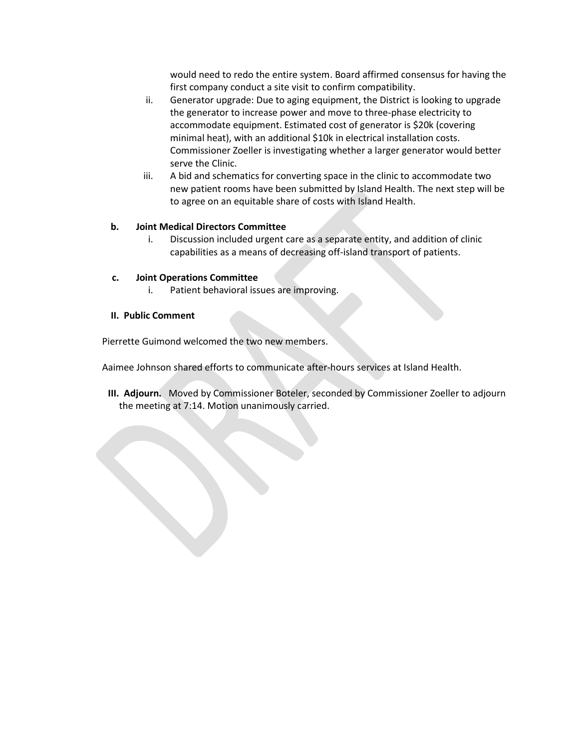would need to redo the entire system. Board affirmed consensus for having the first company conduct a site visit to confirm compatibility.

ii. Generator upgrade: Due to aging equipment, the District is looking to upgrade the generator to increase power and move to three-phase electricity to accommodate equipment. Estimated cost of generator is $20k (covering minimal heat), with an additional $10k in electrical installation costs. Commissioner Zoeller is investigating whether a larger generator would better serve the Clinic.

iii. A bid and schematics for converting space in the clinic to accommodate two new patient rooms have been submitted by Island Health. The next step will be to agree on an equitable share of costs with Island Health.

**b. Joint Medical Directors Committee**

i. Discussion included urgent care as a separate entity, and addition of clinic capabilities as a means of decreasing off-island transport of patients.

**c. Joint Operations Committee**

i. Patient behavioral issues are improving.

**II. Public Comment**

Pierrette Guimond welcomed the two new members.

Aaimee Johnson shared efforts to communicate after-hours services at Island Health.

**III. Adjourn.** Moved by Commissioner Boteler, seconded by Commissioner Zoeller to adjourn the meeting at 7:14. Motion unanimously carried.